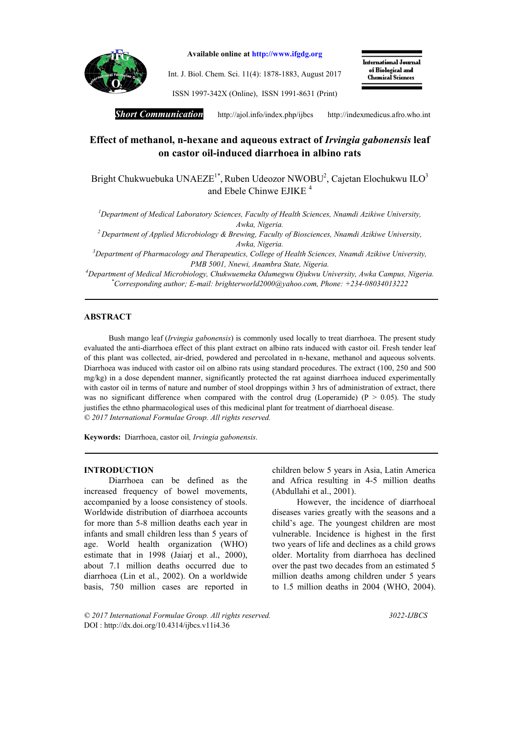**Short Communication**

# Effect of methanol, n-hexane and aqueous extract of *Irvingia gabonensis* leaf on castor oil-induced diarrhoea in albino rats

Bright Chukwuebuka UNAEZE[1*], Ruben Udeozor NWOBU[2], Cajetan Elochukwu ILO[3] and Ebele Chinwe EJIKE [4]

[1]*Department of Medical Laboratory Sciences, Faculty of Health Sciences, Nnamdi Azikiwe University, Awka, Nigeria.*

[2]*Department of Applied Microbiology & Brewing, Faculty of Biosciences, Nnamdi Azikiwe University, Awka, Nigeria.*

[3]*Department of Pharmacology and Therapeutics, College of Health Sciences, Nnamdi Azikiwe University, PMB 5001, Nnewi, Anambra State, Nigeria.*

[4]*Department of Medical Microbiology, Chukwuemeka Odumegwu Ojukwu University, Awka Campus, Nigeria.*

[*]*Corresponding author; E-mail: brighterworld2000@yahoo.com, Phone: +234-08034013222*

## ABSTRACT

Bush mango leaf (*Irvingia gabonensis*) is commonly used locally to treat diarrhoea. The present study evaluated the anti-diarrhoea effect of this plant extract on albino rats induced with castor oil. Fresh tender leaf of this plant was collected, air-dried, powdered and percolated in n-hexane, methanol and aqueous solvents. Diarrhoea was induced with castor oil on albino rats using standard procedures. The extract (100, 250 and 500 mg/kg) in a dose dependent manner, significantly protected the rat against diarrhoea induced experimentally with castor oil in terms of nature and number of stool droppings within 3 hrs of administration of extract, there was no significant difference when compared with the control drug (Loperamide) ($P > 0.05$). The study justifies the ethno pharmacological uses of this medicinal plant for treatment of diarrhoeal disease.

*© 2017 International Formulae Group. All rights reserved.*

**Keywords:** Diarrhoea, castor oil, *Irvingia gabonensis*.

## INTRODUCTION

Diarrhoea can be defined as the increased frequency of bowel movements, accompanied by a loose consistency of stools. Worldwide distribution of diarrhoea accounts for more than 5-8 million deaths each year in infants and small children less than 5 years of age. World health organization (WHO) estimate that in 1998 (Jaiarj et al., 2000), about 7.1 million deaths occurred due to diarrhoea (Lin et al., 2002). On a worldwide basis, 750 million cases are reported in children below 5 years in Asia, Latin America and Africa resulting in 4-5 million deaths (Abdullahi et al., 2001).

However, the incidence of diarrhoeal diseases varies greatly with the seasons and a child's age. The youngest children are most vulnerable. Incidence is highest in the first two years of life and declines as a child grows older. Mortality from diarrhoea has declined over the past two decades from an estimated 5 million deaths among children under 5 years to 1.5 million deaths in 2004 (WHO, 2004).

© 2017 International Formulae Group. All rights reserved. 3022-IJBCS

DOI : http://dx.doi.org/10.4314/ijbcs.v11i4.36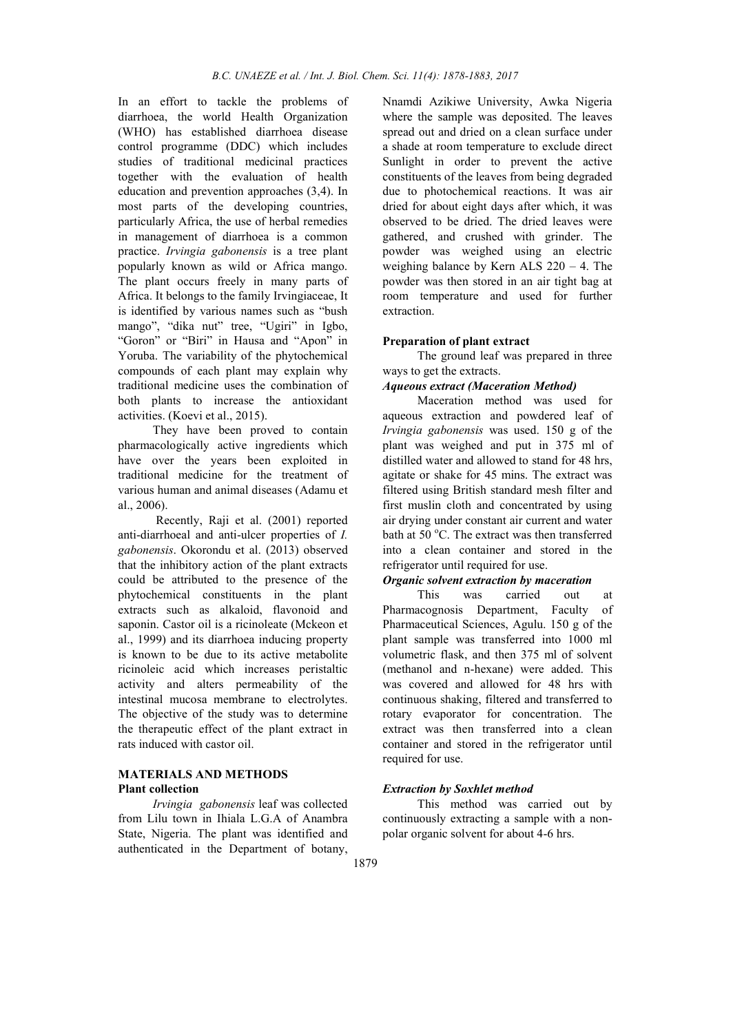In an effort to tackle the problems of diarrhoea, the world Health Organization (WHO) has established diarrhoea disease control programme (DDC) which includes studies of traditional medicinal practices together with the evaluation of health education and prevention approaches (3,4). In most parts of the developing countries, particularly Africa, the use of herbal remedies in management of diarrhoea is a common practice. *Irvingia gabonensis* is a tree plant popularly known as wild or Africa mango. The plant occurs freely in many parts of Africa. It belongs to the family Irvingiaceae, It is identified by various names such as "bush mango", "dika nut" tree, "Ugiri" in Igbo, "Goron" or "Biri" in Hausa and "Apon" in Yoruba. The variability of the phytochemical compounds of each plant may explain why traditional medicine uses the combination of both plants to increase the antioxidant activities. (Koevi et al., 2015).

They have been proved to contain pharmacologically active ingredients which have over the years been exploited in traditional medicine for the treatment of various human and animal diseases (Adamu et al., 2006).

Recently, Raji et al. (2001) reported anti-diarrhoeal and anti-ulcer properties of *I. gabonensis*. Okorondu et al. (2013) observed that the inhibitory action of the plant extracts could be attributed to the presence of the phytochemical constituents in the plant extracts such as alkaloid, flavonoid and saponin. Castor oil is a ricinoleate (Mckeon et al., 1999) and its diarrhoea inducing property is known to be due to its active metabolite ricinoleic acid which increases peristaltic activity and alters permeability of the intestinal mucosa membrane to electrolytes. The objective of the study was to determine the therapeutic effect of the plant extract in rats induced with castor oil.

## MATERIALS AND METHODS

### Plant collection

*Irvingia gabonensis* leaf was collected from Lilu town in Ihiala L.G.A of Anambra State, Nigeria. The plant was identified and authenticated in the Department of botany, Nnamdi Azikiwe University, Awka Nigeria where the sample was deposited. The leaves spread out and dried on a clean surface under a shade at room temperature to exclude direct Sunlight in order to prevent the active constituents of the leaves from being degraded due to photochemical reactions. It was air dried for about eight days after which, it was observed to be dried. The dried leaves were gathered, and crushed with grinder. The powder was weighed using an electric weighing balance by Kern ALS 220 – 4. The powder was then stored in an air tight bag at room temperature and used for further extraction.

### Preparation of plant extract

The ground leaf was prepared in three ways to get the extracts.

#### *Aqueous extract (Maceration Method)*

Maceration method was used for aqueous extraction and powdered leaf of *Irvingia gabonensis* was used. 150 g of the plant was weighed and put in 375 ml of distilled water and allowed to stand for 48 hrs, agitate or shake for 45 mins. The extract was filtered using British standard mesh filter and first muslin cloth and concentrated by using air drying under constant air current and water bath at 50 °C. The extract was then transferred into a clean container and stored in the refrigerator until required for use.

#### *Organic solvent extraction by maceration*

This was carried out at Pharmacognosis Department, Faculty of Pharmaceutical Sciences, Agulu. 150 g of the plant sample was transferred into 1000 ml volumetric flask, and then 375 ml of solvent (methanol and n-hexane) were added. This was covered and allowed for 48 hrs with continuous shaking, filtered and transferred to rotary evaporator for concentration. The extract was then transferred into a clean container and stored in the refrigerator until required for use.

#### *Extraction by Soxhlet method*

This method was carried out by continuously extracting a sample with a non-polar organic solvent for about 4-6 hrs.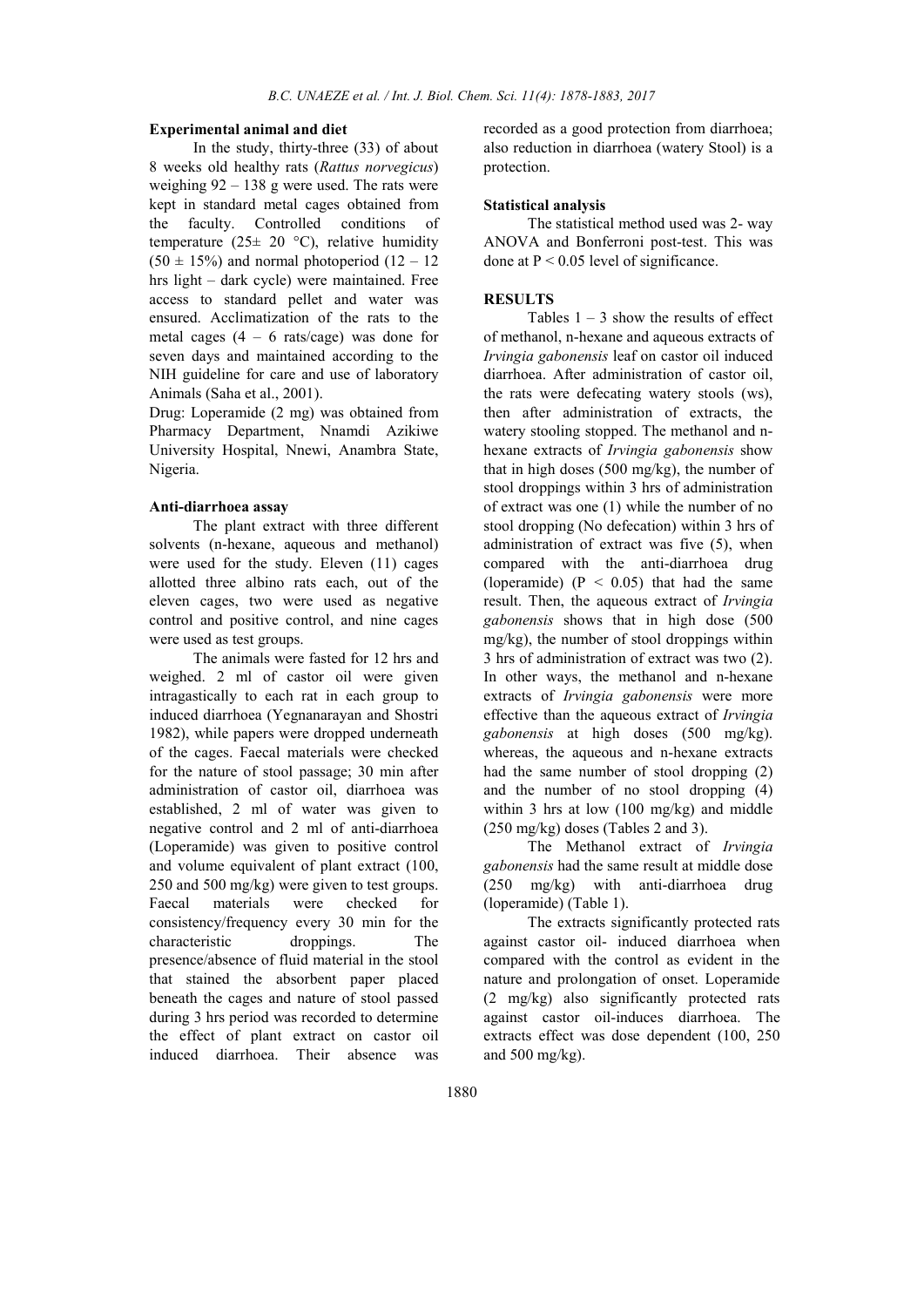### Experimental animal and diet

In the study, thirty-three (33) of about 8 weeks old healthy rats (*Rattus norvegicus*) weighing 92 – 138 g were used. The rats were kept in standard metal cages obtained from the faculty. Controlled conditions of temperature (25± 20 °C), relative humidity (50 ± 15%) and normal photoperiod (12 – 12 hrs light – dark cycle) were maintained. Free access to standard pellet and water was ensured. Acclimatization of the rats to the metal cages (4 – 6 rats/cage) was done for seven days and maintained according to the NIH guideline for care and use of laboratory Animals (Saha et al., 2001).

Drug: Loperamide (2 mg) was obtained from Pharmacy Department, Nnamdi Azikiwe University Hospital, Nnewi, Anambra State, Nigeria.

### Anti-diarrhoea assay

The plant extract with three different solvents (n-hexane, aqueous and methanol) were used for the study. Eleven (11) cages allotted three albino rats each, out of the eleven cages, two were used as negative control and positive control, and nine cages were used as test groups.

The animals were fasted for 12 hrs and weighed. 2 ml of castor oil were given intragastically to each rat in each group to induced diarrhoea (Yegnanarayan and Shostri 1982), while papers were dropped underneath of the cages. Faecal materials were checked for the nature of stool passage; 30 min after administration of castor oil, diarrhoea was established, 2 ml of water was given to negative control and 2 ml of anti-diarrhoea (Loperamide) was given to positive control and volume equivalent of plant extract (100, 250 and 500 mg/kg) were given to test groups. Faecal materials were checked for consistency/frequency every 30 min for the characteristic droppings. The presence/absence of fluid material in the stool that stained the absorbent paper placed beneath the cages and nature of stool passed during 3 hrs period was recorded to determine the effect of plant extract on castor oil induced diarrhoea. Their absence was recorded as a good protection from diarrhoea; also reduction in diarrhoea (watery Stool) is a protection.

### Statistical analysis

The statistical method used was 2- way ANOVA and Bonferroni post-test. This was done at $P < 0.05$ level of significance.

## RESULTS

Tables 1 – 3 show the results of effect of methanol, n-hexane and aqueous extracts of *Irvingia gabonensis* leaf on castor oil induced diarrhoea. After administration of castor oil, the rats were defecating watery stools (ws), then after administration of extracts, the watery stooling stopped. The methanol and n-hexane extracts of *Irvingia gabonensis* show that in high doses (500 mg/kg), the number of stool droppings within 3 hrs of administration of extract was one (1) while the number of no stool dropping (No defecation) within 3 hrs of administration of extract was five (5), when compared with the anti-diarrhoea drug (loperamide) ($P < 0.05$) that had the same result. Then, the aqueous extract of *Irvingia gabonensis* shows that in high dose (500 mg/kg), the number of stool droppings within 3 hrs of administration of extract was two (2). In other ways, the methanol and n-hexane extracts of *Irvingia gabonensis* were more effective than the aqueous extract of *Irvingia gabonensis* at high doses (500 mg/kg). whereas, the aqueous and n-hexane extracts had the same number of stool dropping (2) and the number of no stool dropping (4) within 3 hrs at low (100 mg/kg) and middle (250 mg/kg) doses (Tables 2 and 3).

The Methanol extract of *Irvingia gabonensis* had the same result at middle dose (250 mg/kg) with anti-diarrhoea drug (loperamide) (Table 1).

The extracts significantly protected rats against castor oil- induced diarrhoea when compared with the control as evident in the nature and prolongation of onset. Loperamide (2 mg/kg) also significantly protected rats against castor oil-induces diarrhoea. The extracts effect was dose dependent (100, 250 and 500 mg/kg).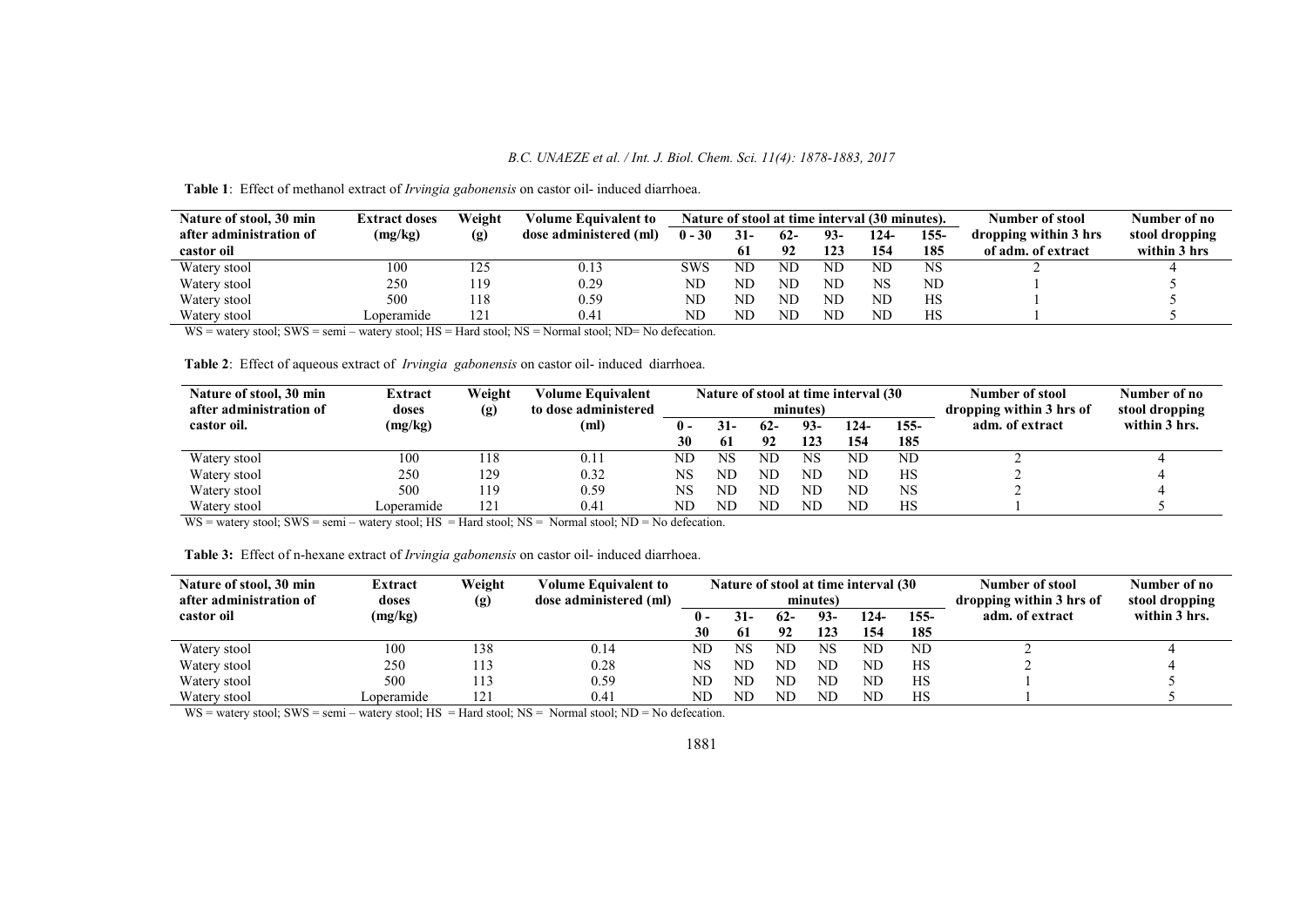**Table 1**: Effect of methanol extract of *Irvingia gabonensis* on castor oil- induced diarrhoea.

| Nature of stool, 30 min after administration of castor oil | Extract doses (mg/kg) | Weight (g) | Volume Equivalent to dose administered (ml) | Nature of stool at time interval (30 minutes). | | | | | | Number of stool dropping within 3 hrs of adm. of extract | Number of no stool dropping within 3 hrs |
|---|---|---|---|---|---|---|---|---|---|---|---|
| | | | | 0 - 30 | 31-61 | 62-92 | 93-123 | 124-154 | 155-185 | | |
| Watery stool | 100 | 125 | 0.13 | SWS | ND | ND | ND | ND | NS | 2 | 4 |
| Watery stool | 250 | 119 | 0.29 | ND | ND | ND | ND | NS | ND | 1 | 5 |
| Watery stool | 500 | 118 | 0.59 | ND | ND | ND | ND | ND | HS | 1 | 5 |
| Watery stool | Loperamide | 121 | 0.41 | ND | ND | ND | ND | ND | HS | 1 | 5 |

WS = watery stool; SWS = semi – watery stool; HS = Hard stool; NS = Normal stool; ND= No defecation.

**Table 2**: Effect of aqueous extract of *Irvingia gabonensis* on castor oil- induced diarrhoea.

| Nature of stool, 30 min after administration of castor oil. | Extract doses (mg/kg) | Weight (g) | Volume Equivalent to dose administered (ml) | Nature of stool at time interval (30 minutes) | | | | | | Number of stool dropping within 3 hrs of adm. of extract | Number of no stool dropping within 3 hrs. |
|---|---|---|---|---|---|---|---|---|---|---|---|
| | | | | 0 - 30 | 31-61 | 62-92 | 93-123 | 124-154 | 155-185 | | |
| Watery stool | 100 | 118 | 0.11 | ND | NS | ND | NS | ND | ND | 2 | 4 |
| Watery stool | 250 | 129 | 0.32 | NS | ND | ND | ND | ND | HS | 2 | 4 |
| Watery stool | 500 | 119 | 0.59 | NS | ND | ND | ND | ND | NS | 2 | 4 |
| Watery stool | Loperamide | 121 | 0.41 | ND | ND | ND | ND | ND | HS | 1 | 5 |

WS = watery stool; SWS = semi – watery stool; HS = Hard stool; NS = Normal stool; ND = No defecation.

**Table 3:** Effect of n-hexane extract of *Irvingia gabonensis* on castor oil- induced diarrhoea.

| Nature of stool, 30 min after administration of castor oil | Extract doses (mg/kg) | Weight (g) | Volume Equivalent to dose administered (ml) | Nature of stool at time interval (30 minutes) | | | | | | Number of stool dropping within 3 hrs of adm. of extract | Number of no stool dropping within 3 hrs. |
|---|---|---|---|---|---|---|---|---|---|---|---|
| | | | | 0 - 30 | 31-61 | 62-92 | 93-123 | 124-154 | 155-185 | | |
| Watery stool | 100 | 138 | 0.14 | ND | NS | ND | NS | ND | ND | 2 | 4 |
| Watery stool | 250 | 113 | 0.28 | NS | ND | ND | ND | ND | HS | 2 | 4 |
| Watery stool | 500 | 113 | 0.59 | ND | ND | ND | ND | ND | HS | 1 | 5 |
| Watery stool | Loperamide | 121 | 0.41 | ND | ND | ND | ND | ND | HS | 1 | 5 |

WS = watery stool; SWS = semi – watery stool; HS = Hard stool; NS = Normal stool; ND = No defecation.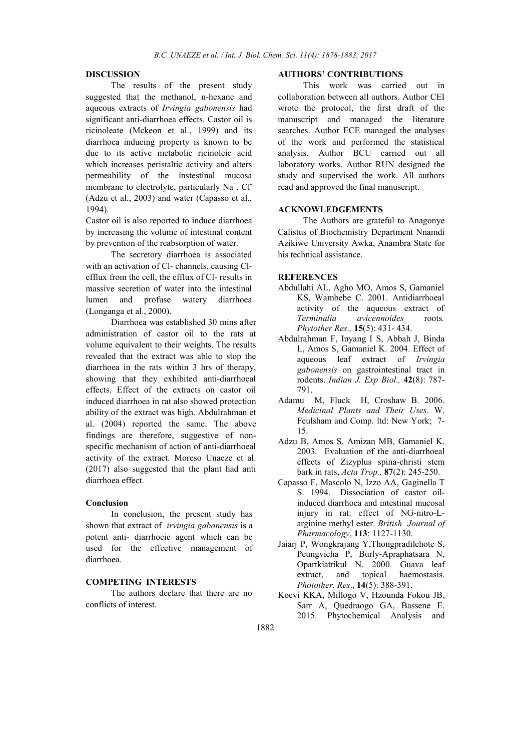## DISCUSSION

The results of the present study suggested that the methanol, n-hexane and aqueous extracts of *Irvingia gabonensis* had significant anti-diarrhoea effects. Castor oil is ricinoleate (Mckeon et al., 1999) and its diarrhoea inducing property is known to be due to its active metabolic ricinoleic acid which increases peristaltic activity and alters permeability of the instestinal mucosa membrane to electrolyte, particularly $Na^+$, $Cl^-$ (Adzu et al., 2003) and water (Capasso et al., 1994).

Castor oil is also reported to induce diarrhoea by increasing the volume of intestinal content by prevention of the reabsorption of water.

The secretory diarrhoea is associated with an activation of Cl- channels, causing Cl- efflux from the cell, the efflux of Cl- results in massive secretion of water into the intestinal lumen and profuse watery diarrhoea (Longanga et al., 2000).

Diarrhoea was established 30 mins after administration of castor oil to the rats at volume equivalent to their weights. The results revealed that the extract was able to stop the diarrhoea in the rats within 3 hrs of therapy, showing that they exhibited anti-diarrhoeal effects. Effect of the extracts on castor oil induced diarrhoea in rat also showed protection ability of the extract was high. Abdulrahman et al. (2004) reported the same. The above findings are therefore, suggestive of non-specific mechanism of action of anti-diarrhoeal activity of the extract. Moreso Unaeze et al. (2017) also suggested that the plant had anti diarrhoea effect.

### Conclusion

In conclusion, the present study has shown that extract of *irvingia gabonensis* is a potent anti- diarrhoeic agent which can be used for the effective management of diarrhoea.

## COMPETING INTERESTS

The authors declare that there are no conflicts of interest.

## AUTHORS' CONTRIBUTIONS

This work was carried out in collaboration between all authors. Author CEI wrote the protocol, the first draft of the manuscript and managed the literature searches. Author ECE managed the analyses of the work and performed the statistical analysis. Author BCU carried out all laboratory works. Author RUN designed the study and supervised the work. All authors read and approved the final manuscript.

## ACKNOWLEDGEMENTS

The Authors are grateful to Anagonye Calistus of Biochemistry Department Nnamdi Azikiwe University Awka, Anambra State for his technical assistance.

## REFERENCES

Abdullahi AL, Agho MO, Amos S, Gamaniel KS, Wambebe C. 2001. Antidiarrhoeal activity of the aqueous extract of *Terminalia avicennoides* roots*. Phytother Res.,* **15**(5): 431- 434.

Abdulrahman F, Inyang I S, Abbah J, Binda L, Amos S, Gamaniel K. 2004. Effect of aqueous leaf extract of *Irvingia gabonensis* on gastrointestinal tract in rodents. *Indian J. Exp Biol.,* **42**(8): 787-791.

Adamu M, Fluck H, Croshaw B. 2006. *Medicinal Plants and Their Uses*. W. Feulsham and Comp. ltd: New York; 7-15.

Adzu B, Amos S, Amizan MB, Gamaniel K. 2003. Evaluation of the anti-diarrhoeal effects of Zizyplus spina-christi stem bark in rats, *Acta Trop.,* **87**(2): 245-250.

Capasso F, Mascolo N, Izzo AA, Gaginella T S. 1994. Dissociation of castor oil-induced diarrhoea and intestinal mucosal injury in rat: effect of NG-nitro-L-arginine methyl ester. *British Journal of Pharmacology*, **113**: 1127-1130.

Jaiarj P, Wongkrajang Y,Thongpradilchote S, Peungvicha P, Burly-Apraphatsara N, Opartkiattikul N. 2000. Guava leaf extract, and topical haemostasis. *Photother. Res*., **14**(5): 388-391.

Koevi KKA, Millogo V, Hzounda Fokou JB, Sarr A, Quedraogo GA, Bassene E. 2015. Phytochemical Analysis and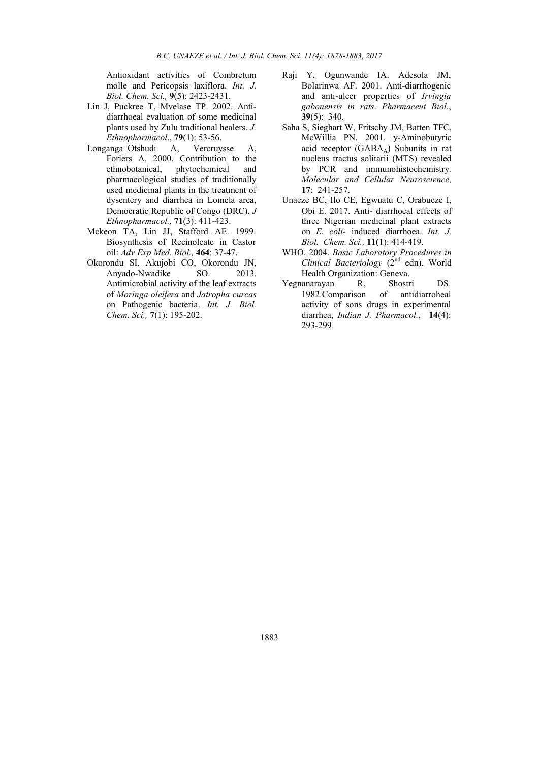Antioxidant activities of Combretum molle and Pericopsis laxiflora. *Int. J. Biol. Chem. Sci.,* **9**(5): 2423-2431.

Lin J, Puckree T, Mvelase TP. 2002. Anti-diarrhoeal evaluation of some medicinal plants used by Zulu traditional healers. *J. Ethnopharmacol*., **79**(1): 53-56.

Longanga_Otshudi A, Vercruysse A, Foriers A. 2000. Contribution to the ethnobotanical, phytochemical and pharmacological studies of traditionally used medicinal plants in the treatment of dysentery and diarrhea in Lomela area, Democratic Republic of Congo (DRC). *J Ethnopharmacol.,* **71**(3): 411-423.

Mckeon TA, Lin JJ, Stafford AE. 1999. Biosynthesis of Recinoleate in Castor oil: *Adv Exp Med. Biol.,* **464**: 37-47.

Okorondu SI, Akujobi CO, Okorondu JN, Anyado-Nwadike SO. 2013. Antimicrobial activity of the leaf extracts of *Moringa oleifera* and *Jatropha curcas* on Pathogenic bacteria. *Int. J. Biol. Chem. Sci.,* **7**(1): 195-202.

Raji Y, Ogunwande IA. Adesola JM, Bolarinwa AF. 2001. Anti-diarrhogenic and anti-ulcer properties of *Irvingia gabonensis in rats*. *Pharmaceut Biol.*, **39**(5): 340.

Saha S, Sieghart W, Fritschy JM, Batten TFC, McWillia PN. 2001. y-Aminobutyric acid receptor ($GABA_A$) Subunits in rat nucleus tractus solitarii (MTS) revealed by PCR and immunohistochemistry. *Molecular and Cellular Neuroscience,* **17**: 241-257.

Unaeze BC, Ilo CE, Egwuatu C, Orabueze I, Obi E. 2017. Anti- diarrhoeal effects of three Nigerian medicinal plant extracts on *E. coli*- induced diarrhoea. *Int. J. Biol. Chem. Sci.,* **11(**1): 414-419.

WHO. 2004. *Basic Laboratory Procedures in Clinical Bacteriology* ($2^{nd}$ edn). World Health Organization: Geneva.

Yegnanarayan R, Shostri DS. 1982.Comparison of antidiarroheal activity of sons drugs in experimental diarrhea, *Indian J. Pharmacol.*, **14**(4): 293-299.